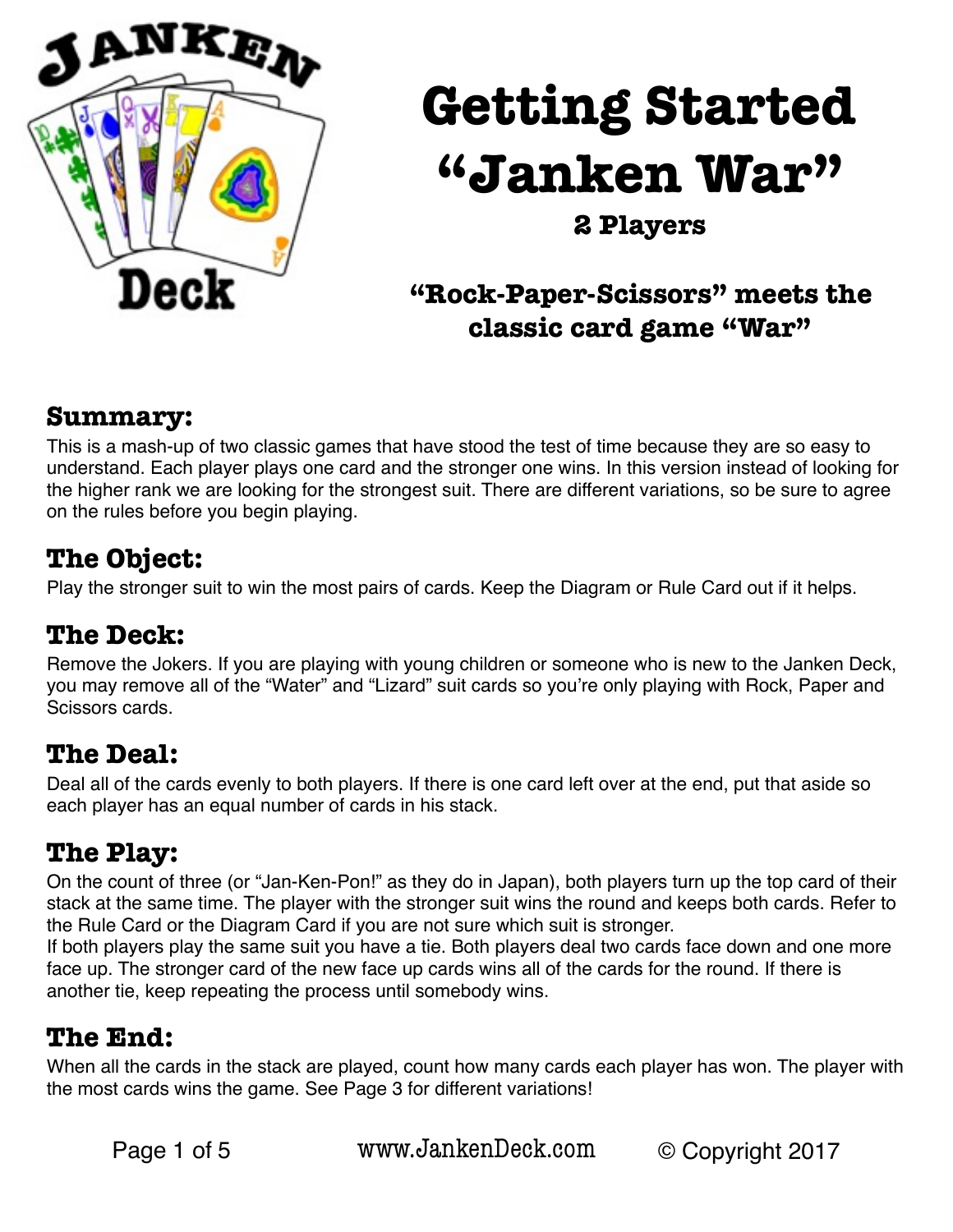# Getting Started "Janken War"

**2 Players**

**"Rock-Paper-Scissors" meets the classic card game "War"**

## Summary:

This is a mash-up of two classic games that have stood the test of time because they are so easy to understand. Each player plays one card and the stronger one wins. In this version instead of looking for the higher rank we are looking for the strongest suit. There are different variations, so be sure to agree on the rules before you begin playing.

## The Object:

Play the stronger suit to win the most pairs of cards. Keep the Diagram or Rule Card out if it helps.

## The Deck:

Remove the Jokers. If you are playing with young children or someone who is new to the Janken Deck, you may remove all of the "Water" and "Lizard" suit cards so you're only playing with Rock, Paper and Scissors cards.

## The Deal:

Deal all of the cards evenly to both players. If there is one card left over at the end, put that aside so each player has an equal number of cards in his stack.

## The Play:

On the count of three (or "Jan-Ken-Pon!" as they do in Japan), both players turn up the top card of their stack at the same time. The player with the stronger suit wins the round and keeps both cards. Refer to the Rule Card or the Diagram Card if you are not sure which suit is stronger.

If both players play the same suit you have a tie. Both players deal two cards face down and one more face up. The stronger card of the new face up cards wins all of the cards for the round. If there is another tie, keep repeating the process until somebody wins.

## The End:

When all the cards in the stack are played, count how many cards each player has won. The player with the most cards wins the game. See Page 3 for different variations!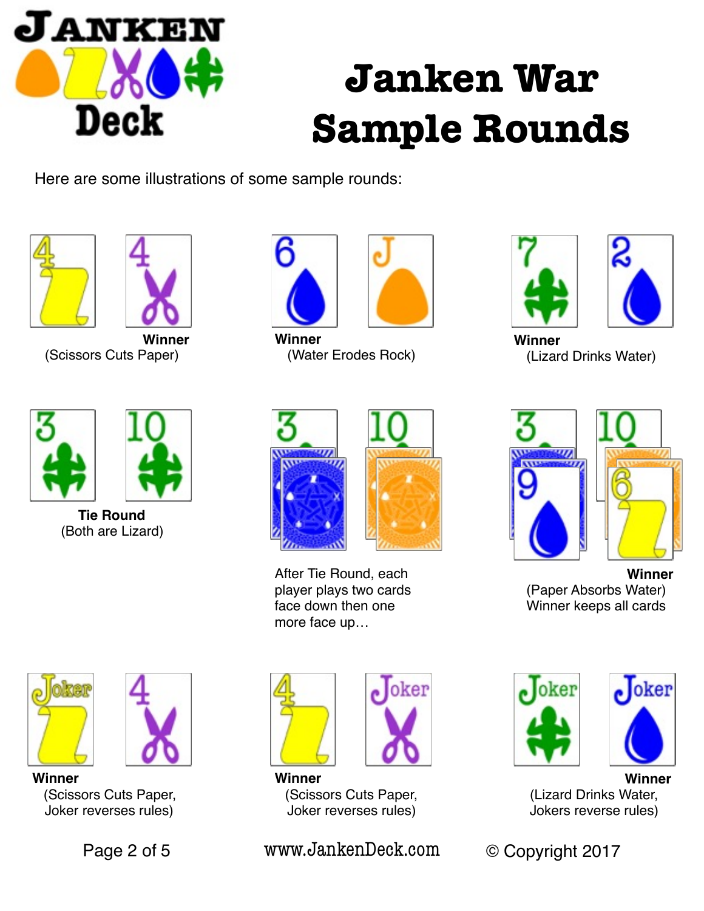# Janken War Sample Rounds

Here are some illustrations of some sample rounds:

Winner
(Scissors Cuts Paper)

Winner
(Water Erodes Rock)

Winner
(Lizard Drinks Water)

**Tie Round**
(Both are Lizard)

After Tie Round, each player plays two cards face down then one more face up…

**Winner**
(Paper Absorbs Water)
Winner keeps all cards

**Winner**
(Scissors Cuts Paper, Joker reverses rules)

**Winner**
(Scissors Cuts Paper, Joker reverses rules)

**Winner**
(Lizard Drinks Water, Jokers reverse rules)

www.JankenDeck.com

© Copyright 2017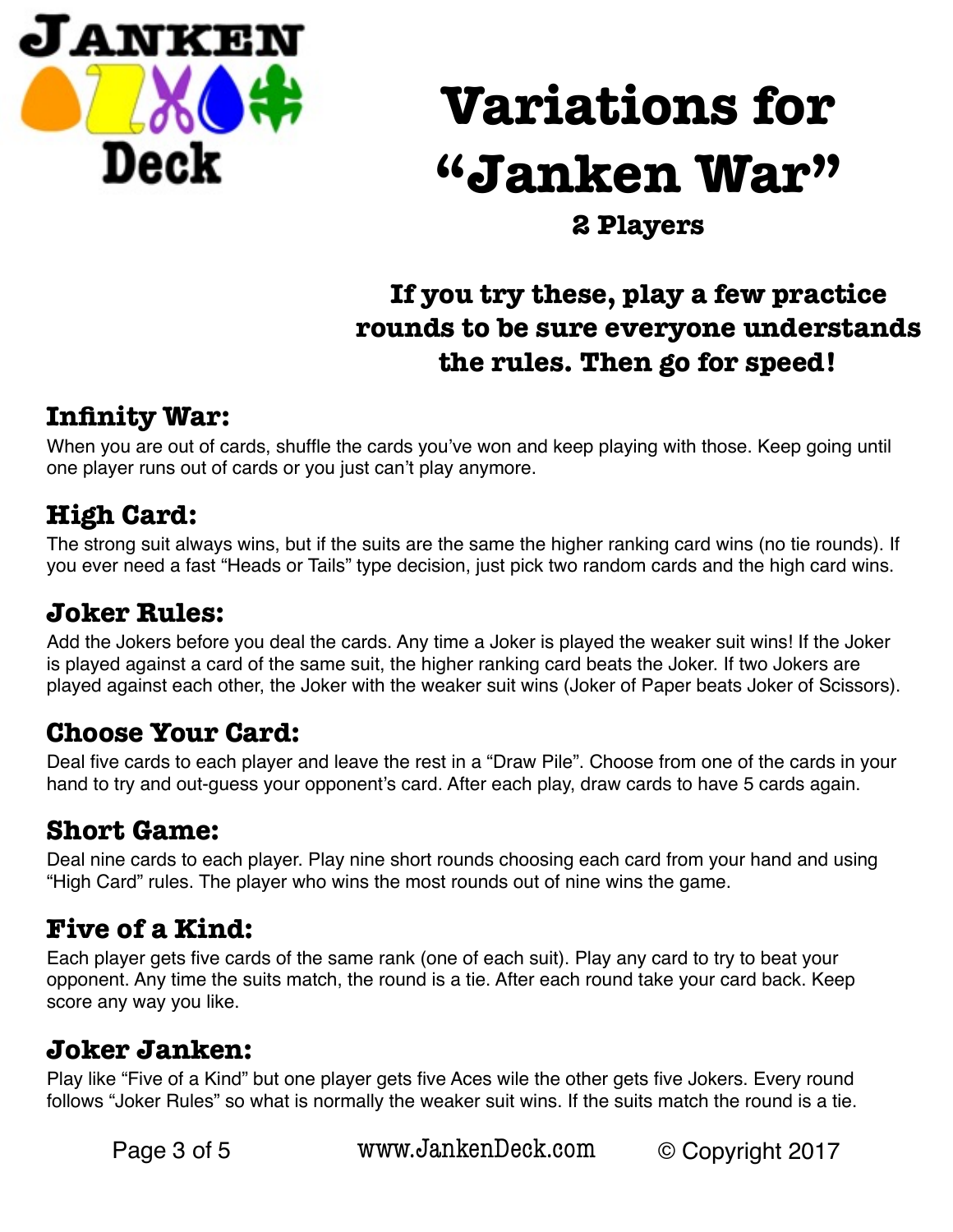**Janken Deck**

# Variations for "Janken War"

**2 Players**

**If you try these, play a few practice rounds to be sure everyone understands the rules. Then go for speed!**

## Infinity War:

When you are out of cards, shuffle the cards you've won and keep playing with those. Keep going until one player runs out of cards or you just can't play anymore.

## High Card:

The strong suit always wins, but if the suits are the same the higher ranking card wins (no tie rounds). If you ever need a fast "Heads or Tails" type decision, just pick two random cards and the high card wins.

## Joker Rules:

Add the Jokers before you deal the cards. Any time a Joker is played the weaker suit wins! If the Joker is played against a card of the same suit, the higher ranking card beats the Joker. If two Jokers are played against each other, the Joker with the weaker suit wins (Joker of Paper beats Joker of Scissors).

## Choose Your Card:

Deal five cards to each player and leave the rest in a "Draw Pile". Choose from one of the cards in your hand to try and out-guess your opponent's card. After each play, draw cards to have 5 cards again.

## Short Game:

Deal nine cards to each player. Play nine short rounds choosing each card from your hand and using "High Card" rules. The player who wins the most rounds out of nine wins the game.

## Five of a Kind:

Each player gets five cards of the same rank (one of each suit). Play any card to try to beat your opponent. Any time the suits match, the round is a tie. After each round take your card back. Keep score any way you like.

## Joker Janken:

Play like "Five of a Kind" but one player gets five Aces wile the other gets five Jokers. Every round follows "Joker Rules" so what is normally the weaker suit wins. If the suits match the round is a tie.

www.JankenDeck.com © Copyright 2017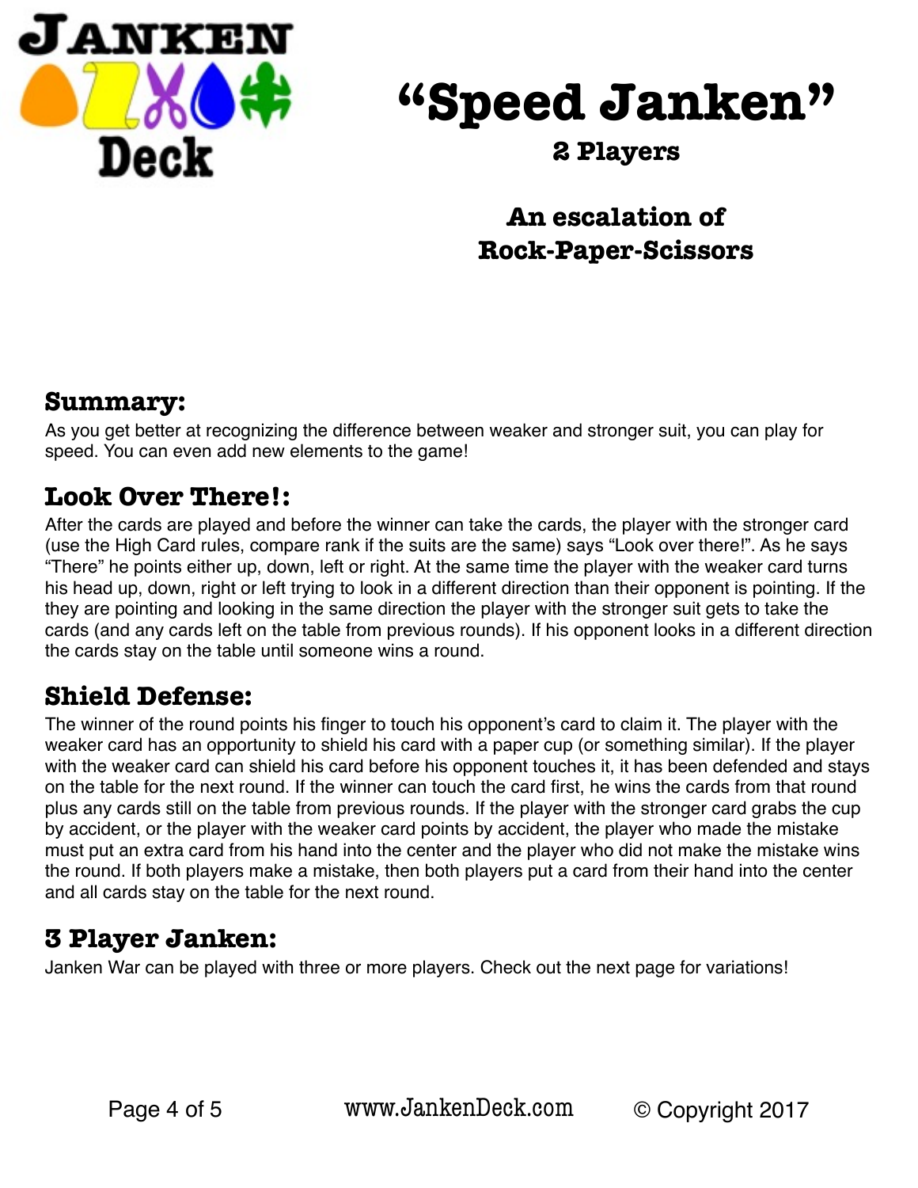**Janken Deck**

# "Speed Janken"

**2 Players**

**An escalation of Rock-Paper-Scissors**

## Summary:

As you get better at recognizing the difference between weaker and stronger suit, you can play for speed. You can even add new elements to the game!

## Look Over There!:

After the cards are played and before the winner can take the cards, the player with the stronger card (use the High Card rules, compare rank if the suits are the same) says "Look over there!". As he says "There" he points either up, down, left or right. At the same time the player with the weaker card turns his head up, down, right or left trying to look in a different direction than their opponent is pointing. If the they are pointing and looking in the same direction the player with the stronger suit gets to take the cards (and any cards left on the table from previous rounds). If his opponent looks in a different direction the cards stay on the table until someone wins a round.

## Shield Defense:

The winner of the round points his finger to touch his opponent's card to claim it. The player with the weaker card has an opportunity to shield his card with a paper cup (or something similar). If the player with the weaker card can shield his card before his opponent touches it, it has been defended and stays on the table for the next round. If the winner can touch the card first, he wins the cards from that round plus any cards still on the table from previous rounds. If the player with the stronger card grabs the cup by accident, or the player with the weaker card points by accident, the player who made the mistake must put an extra card from his hand into the center and the player who did not make the mistake wins the round. If both players make a mistake, then both players put a card from their hand into the center and all cards stay on the table for the next round.

## 3 Player Janken:

Janken War can be played with three or more players. Check out the next page for variations!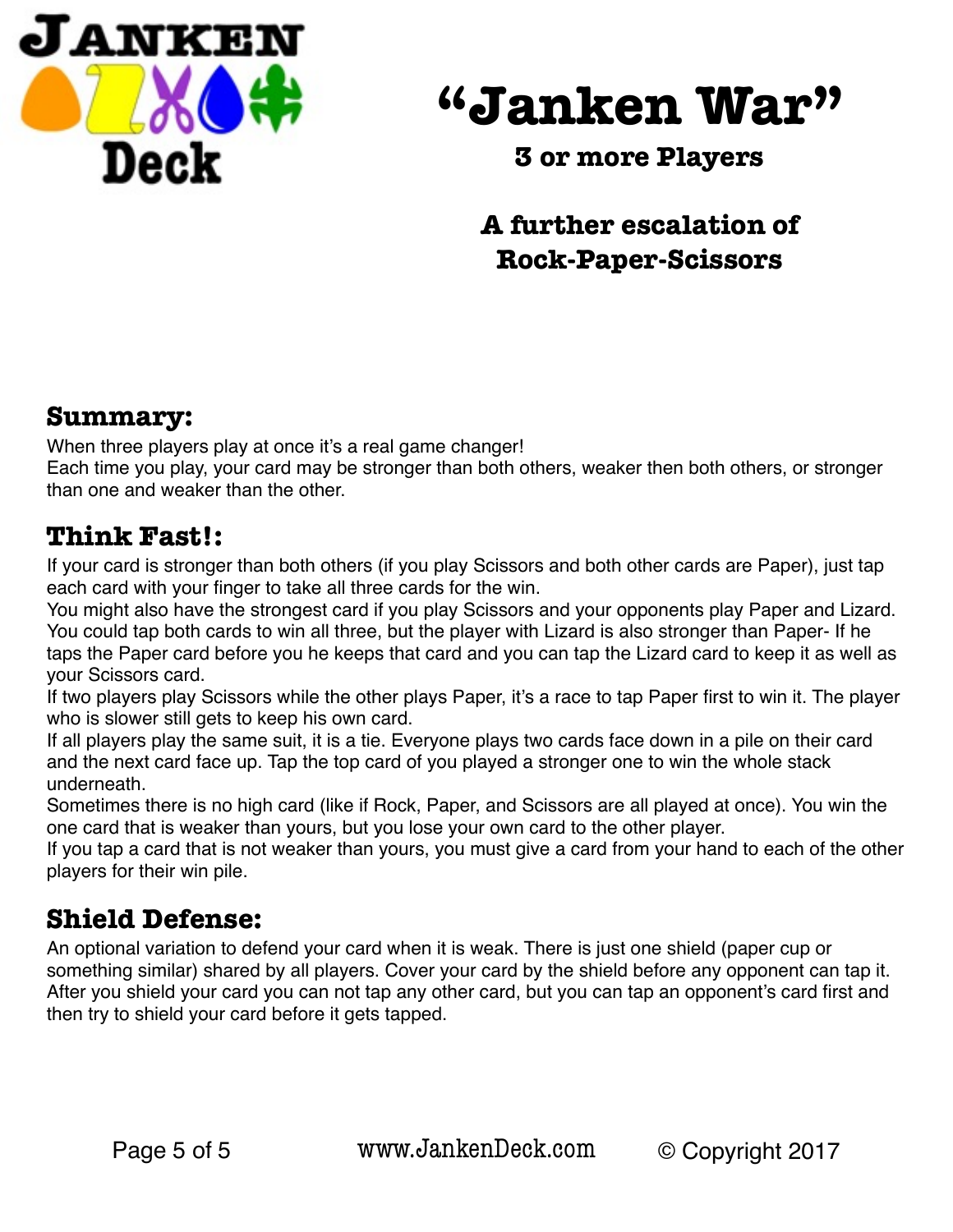JANKEN

Deck

# "Janken War"

### 3 or more Players

### A further escalation of Rock-Paper-Scissors

## Summary:

When three players play at once it's a real game changer!
Each time you play, your card may be stronger than both others, weaker then both others, or stronger than one and weaker than the other.

## Think Fast!:

If your card is stronger than both others (if you play Scissors and both other cards are Paper), just tap each card with your finger to take all three cards for the win.
You might also have the strongest card if you play Scissors and your opponents play Paper and Lizard. You could tap both cards to win all three, but the player with Lizard is also stronger than Paper- If he taps the Paper card before you he keeps that card and you can tap the Lizard card to keep it as well as your Scissors card.
If two players play Scissors while the other plays Paper, it's a race to tap Paper first to win it. The player who is slower still gets to keep his own card.
If all players play the same suit, it is a tie. Everyone plays two cards face down in a pile on their card and the next card face up. Tap the top card of you played a stronger one to win the whole stack underneath.
Sometimes there is no high card (like if Rock, Paper, and Scissors are all played at once). You win the one card that is weaker than yours, but you lose your own card to the other player.
If you tap a card that is not weaker than yours, you must give a card from your hand to each of the other players for their win pile.

## Shield Defense:

An optional variation to defend your card when it is weak. There is just one shield (paper cup or something similar) shared by all players. Cover your card by the shield before any opponent can tap it. After you shield your card you can not tap any other card, but you can tap an opponent's card first and then try to shield your card before it gets tapped.

www.JankenDeck.com © Copyright 2017